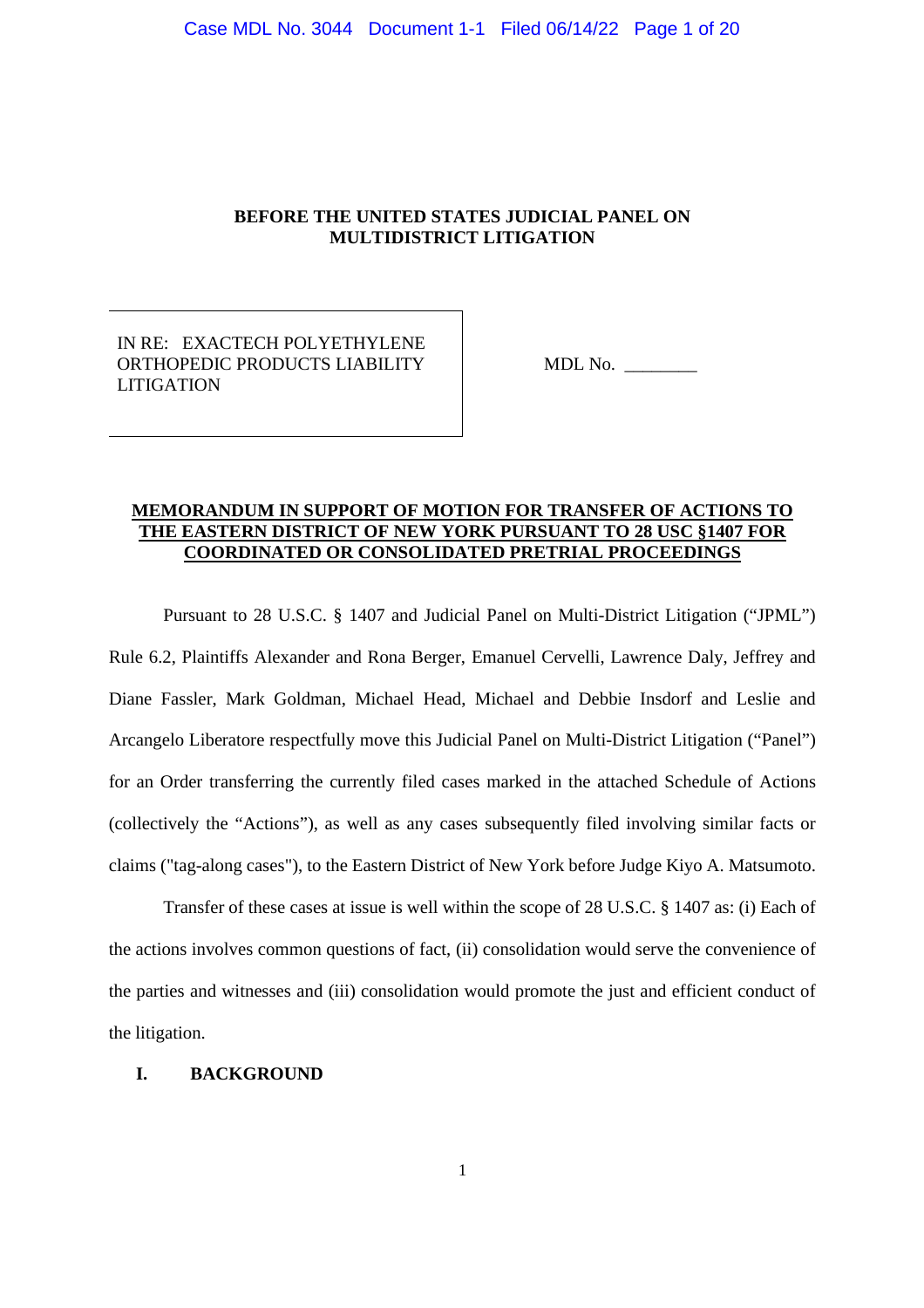**BEFORE THE UNITED STATES JUDICIAL PANEL ON MULTIDISTRICT LITIGATION**

| IN RE: EXACTECH POLYETHYLENE ORTHOPEDIC PRODUCTS LIABILITY LITIGATION | MDL No. ________ |
|---|---|

**MEMORANDUM IN SUPPORT OF MOTION FOR TRANSFER OF ACTIONS TO THE EASTERN DISTRICT OF NEW YORK PURSUANT TO 28 USC §1407 FOR COORDINATED OR CONSOLIDATED PRETRIAL PROCEEDINGS**

Pursuant to 28 U.S.C. § 1407 and Judicial Panel on Multi-District Litigation ("JPML") Rule 6.2, Plaintiffs Alexander and Rona Berger, Emanuel Cervelli, Lawrence Daly, Jeffrey and Diane Fassler, Mark Goldman, Michael Head, Michael and Debbie Insdorf and Leslie and Arcangelo Liberatore respectfully move this Judicial Panel on Multi-District Litigation ("Panel") for an Order transferring the currently filed cases marked in the attached Schedule of Actions (collectively the "Actions"), as well as any cases subsequently filed involving similar facts or claims ("tag-along cases"), to the Eastern District of New York before Judge Kiyo A. Matsumoto.

Transfer of these cases at issue is well within the scope of 28 U.S.C. § 1407 as: (i) Each of the actions involves common questions of fact, (ii) consolidation would serve the convenience of the parties and witnesses and (iii) consolidation would promote the just and efficient conduct of the litigation.

## I. BACKGROUND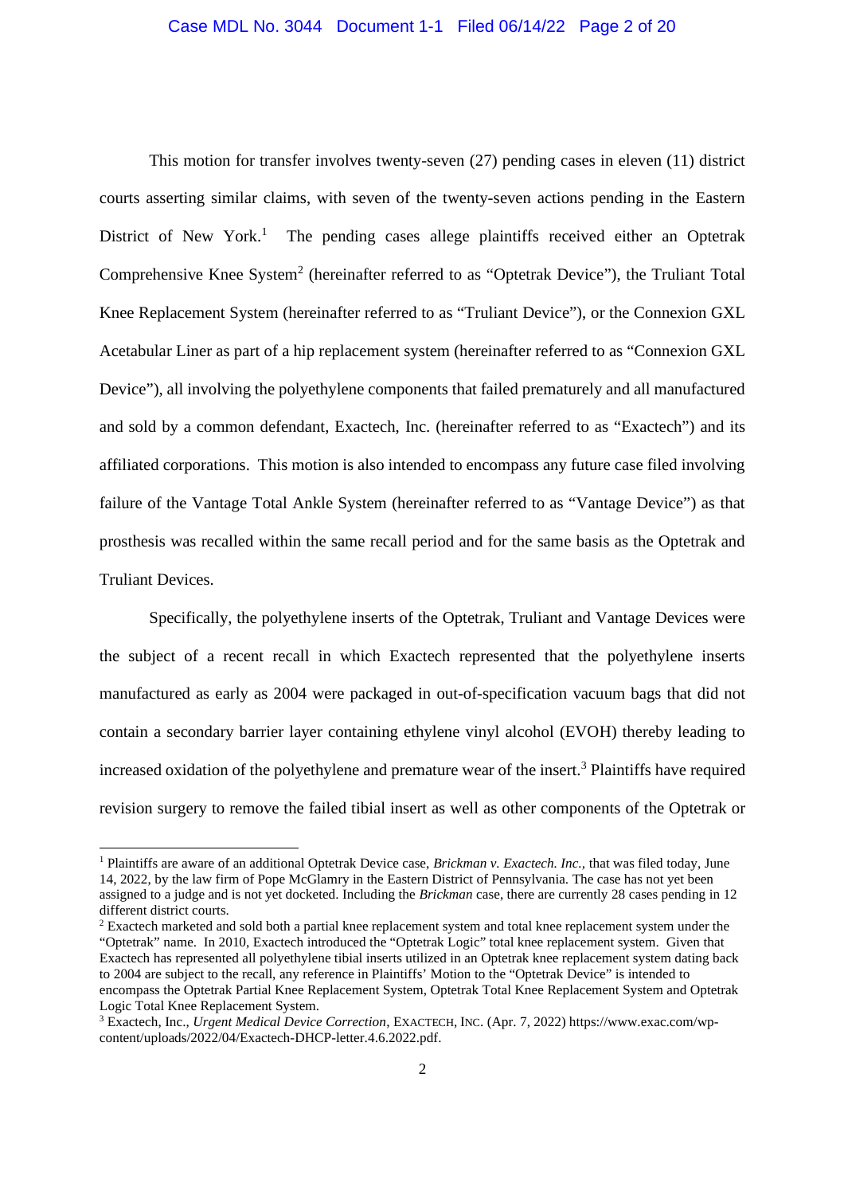This motion for transfer involves twenty-seven (27) pending cases in eleven (11) district courts asserting similar claims, with seven of the twenty-seven actions pending in the Eastern District of New York.[1] The pending cases allege plaintiffs received either an Optetrak Comprehensive Knee System[2] (hereinafter referred to as "Optetrak Device"), the Truliant Total Knee Replacement System (hereinafter referred to as "Truliant Device"), or the Connexion GXL Acetabular Liner as part of a hip replacement system (hereinafter referred to as "Connexion GXL Device"), all involving the polyethylene components that failed prematurely and all manufactured and sold by a common defendant, Exactech, Inc. (hereinafter referred to as "Exactech") and its affiliated corporations. This motion is also intended to encompass any future case filed involving failure of the Vantage Total Ankle System (hereinafter referred to as "Vantage Device") as that prosthesis was recalled within the same recall period and for the same basis as the Optetrak and Truliant Devices.

Specifically, the polyethylene inserts of the Optetrak, Truliant and Vantage Devices were the subject of a recent recall in which Exactech represented that the polyethylene inserts manufactured as early as 2004 were packaged in out-of-specification vacuum bags that did not contain a secondary barrier layer containing ethylene vinyl alcohol (EVOH) thereby leading to increased oxidation of the polyethylene and premature wear of the insert.[3] Plaintiffs have required revision surgery to remove the failed tibial insert as well as other components of the Optetrak or

---

[1] Plaintiffs are aware of an additional Optetrak Device case, *Brickman v. Exactech. Inc.*, that was filed today, June 14, 2022, by the law firm of Pope McGlamry in the Eastern District of Pennsylvania. The case has not yet been assigned to a judge and is not yet docketed. Including the *Brickman* case, there are currently 28 cases pending in 12 different district courts.

[2] Exactech marketed and sold both a partial knee replacement system and total knee replacement system under the "Optetrak" name. In 2010, Exactech introduced the "Optetrak Logic" total knee replacement system. Given that Exactech has represented all polyethylene tibial inserts utilized in an Optetrak knee replacement system dating back to 2004 are subject to the recall, any reference in Plaintiffs' Motion to the "Optetrak Device" is intended to encompass the Optetrak Partial Knee Replacement System, Optetrak Total Knee Replacement System and Optetrak Logic Total Knee Replacement System.

[3] Exactech, Inc., *Urgent Medical Device Correction*, EXACTECH, INC. (Apr. 7, 2022) https://www.exac.com/wp-content/uploads/2022/04/Exactech-DHCP-letter.4.6.2022.pdf.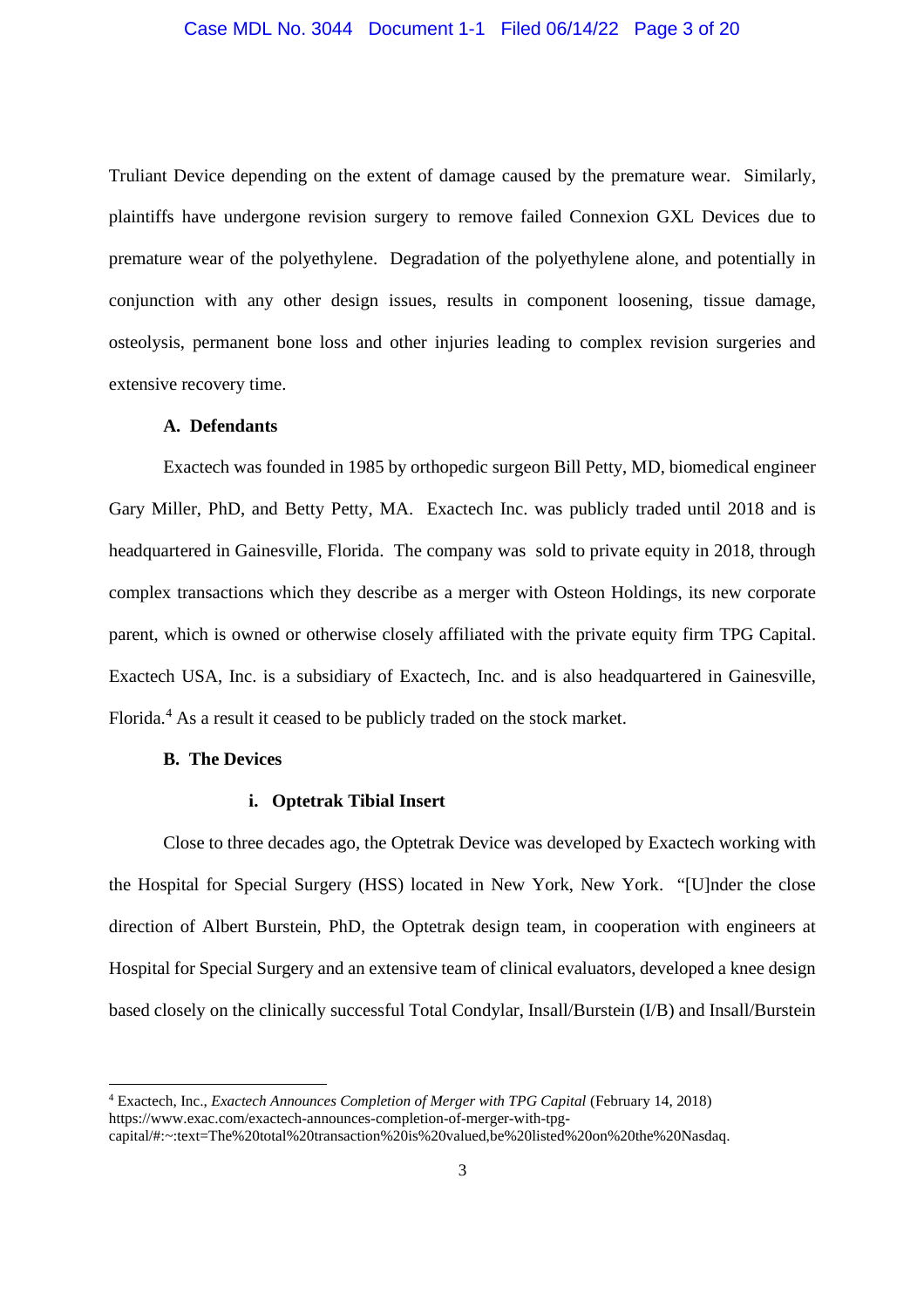Truliant Device depending on the extent of damage caused by the premature wear. Similarly, plaintiffs have undergone revision surgery to remove failed Connexion GXL Devices due to premature wear of the polyethylene. Degradation of the polyethylene alone, and potentially in conjunction with any other design issues, results in component loosening, tissue damage, osteolysis, permanent bone loss and other injuries leading to complex revision surgeries and extensive recovery time.

### A. Defendants

Exactech was founded in 1985 by orthopedic surgeon Bill Petty, MD, biomedical engineer Gary Miller, PhD, and Betty Petty, MA. Exactech Inc. was publicly traded until 2018 and is headquartered in Gainesville, Florida. The company was sold to private equity in 2018, through complex transactions which they describe as a merger with Osteon Holdings, its new corporate parent, which is owned or otherwise closely affiliated with the private equity firm TPG Capital. Exactech USA, Inc. is a subsidiary of Exactech, Inc. and is also headquartered in Gainesville, Florida.[4] As a result it ceased to be publicly traded on the stock market.

### B. The Devices

#### i. Optetrak Tibial Insert

Close to three decades ago, the Optetrak Device was developed by Exactech working with the Hospital for Special Surgery (HSS) located in New York, New York. "[U]nder the close direction of Albert Burstein, PhD, the Optetrak design team, in cooperation with engineers at Hospital for Special Surgery and an extensive team of clinical evaluators, developed a knee design based closely on the clinically successful Total Condylar, Insall/Burstein (I/B) and Insall/Burstein

---

[4] Exactech, Inc., *Exactech Announces Completion of Merger with TPG Capital* (February 14, 2018) https://www.exac.com/exactech-announces-completion-of-merger-with-tpg-capital/#:~:text=The%20total%20transaction%20is%20valued,be%20listed%20on%20the%20Nasdaq.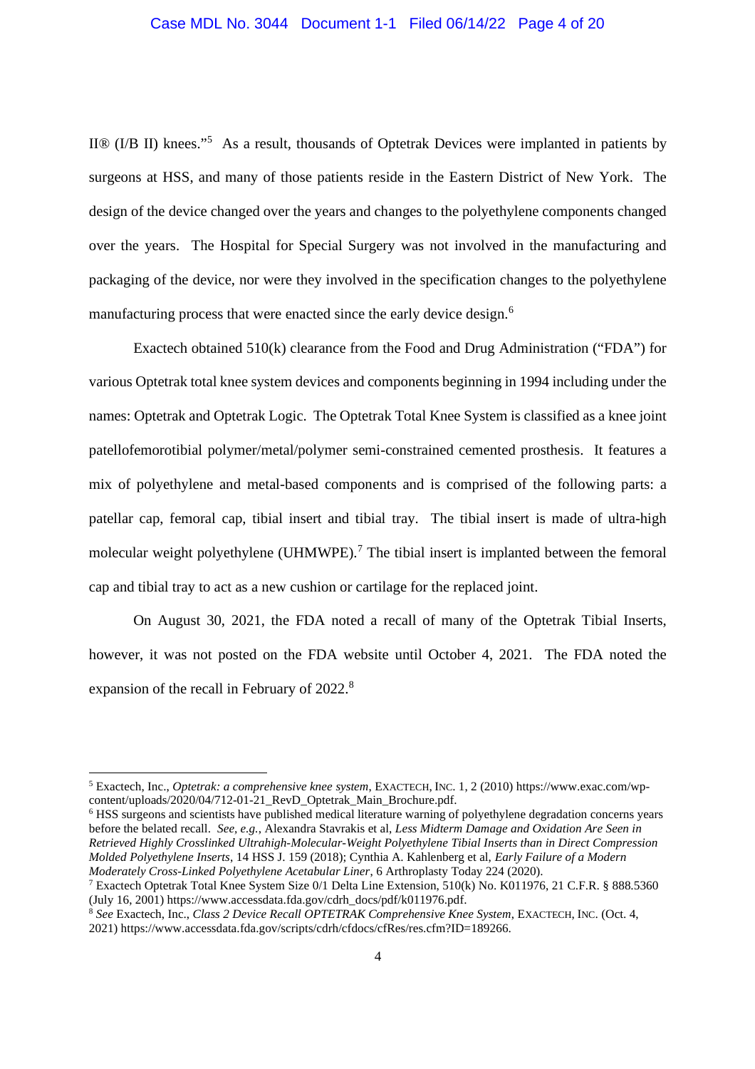II® (I/B II) knees."[5] As a result, thousands of Optetrak Devices were implanted in patients by surgeons at HSS, and many of those patients reside in the Eastern District of New York. The design of the device changed over the years and changes to the polyethylene components changed over the years. The Hospital for Special Surgery was not involved in the manufacturing and packaging of the device, nor were they involved in the specification changes to the polyethylene manufacturing process that were enacted since the early device design.[6]

Exactech obtained 510(k) clearance from the Food and Drug Administration ("FDA") for various Optetrak total knee system devices and components beginning in 1994 including under the names: Optetrak and Optetrak Logic. The Optetrak Total Knee System is classified as a knee joint patellofemorotibial polymer/metal/polymer semi-constrained cemented prosthesis. It features a mix of polyethylene and metal-based components and is comprised of the following parts: a patellar cap, femoral cap, tibial insert and tibial tray. The tibial insert is made of ultra-high molecular weight polyethylene (UHMWPE).[7] The tibial insert is implanted between the femoral cap and tibial tray to act as a new cushion or cartilage for the replaced joint.

On August 30, 2021, the FDA noted a recall of many of the Optetrak Tibial Inserts, however, it was not posted on the FDA website until October 4, 2021. The FDA noted the expansion of the recall in February of 2022.[8]

---

[5] Exactech, Inc., *Optetrak: a comprehensive knee system*, EXACTECH, INC. 1, 2 (2010) https://www.exac.com/wp-content/uploads/2020/04/712-01-21_RevD_Optetrak_Main_Brochure.pdf.

[6] HSS surgeons and scientists have published medical literature warning of polyethylene degradation concerns years before the belated recall. *See, e.g.*, Alexandra Stavrakis et al, *Less Midterm Damage and Oxidation Are Seen in Retrieved Highly Crosslinked Ultrahigh-Molecular-Weight Polyethylene Tibial Inserts than in Direct Compression Molded Polyethylene Inserts*, 14 HSS J. 159 (2018); Cynthia A. Kahlenberg et al, *Early Failure of a Modern Moderately Cross-Linked Polyethylene Acetabular Liner*, 6 Arthroplasty Today 224 (2020).

[7] Exactech Optetrak Total Knee System Size 0/1 Delta Line Extension, 510(k) No. K011976, 21 C.F.R. § 888.5360 (July 16, 2001) https://www.accessdata.fda.gov/cdrh_docs/pdf/k011976.pdf.

[8] *See* Exactech, Inc., *Class 2 Device Recall OPTETRAK Comprehensive Knee System*, EXACTECH, INC. (Oct. 4, 2021) https://www.accessdata.fda.gov/scripts/cdrh/cfdocs/cfRes/res.cfm?ID=189266.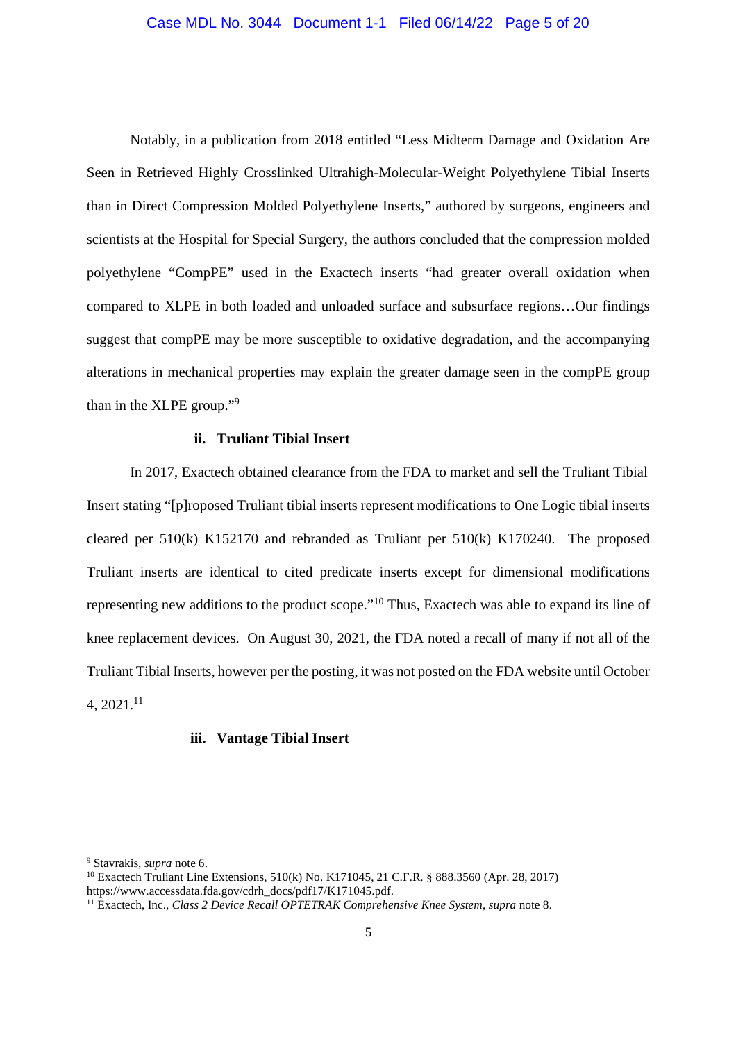Notably, in a publication from 2018 entitled "Less Midterm Damage and Oxidation Are Seen in Retrieved Highly Crosslinked Ultrahigh-Molecular-Weight Polyethylene Tibial Inserts than in Direct Compression Molded Polyethylene Inserts," authored by surgeons, engineers and scientists at the Hospital for Special Surgery, the authors concluded that the compression molded polyethylene "CompPE" used in the Exactech inserts "had greater overall oxidation when compared to XLPE in both loaded and unloaded surface and subsurface regions…Our findings suggest that compPE may be more susceptible to oxidative degradation, and the accompanying alterations in mechanical properties may explain the greater damage seen in the compPE group than in the XLPE group."[9]

**ii. Truliant Tibial Insert**

In 2017, Exactech obtained clearance from the FDA to market and sell the Truliant Tibial Insert stating "[p]roposed Truliant tibial inserts represent modifications to One Logic tibial inserts cleared per 510(k) K152170 and rebranded as Truliant per 510(k) K170240. The proposed Truliant inserts are identical to cited predicate inserts except for dimensional modifications representing new additions to the product scope."[10] Thus, Exactech was able to expand its line of knee replacement devices. On August 30, 2021, the FDA noted a recall of many if not all of the Truliant Tibial Inserts, however per the posting, it was not posted on the FDA website until October 4, 2021.[11]

**iii. Vantage Tibial Insert**

---

[9] Stavrakis, *supra* note 6.

[10] Exactech Truliant Line Extensions, 510(k) No. K171045, 21 C.F.R. § 888.3560 (Apr. 28, 2017) https://www.accessdata.fda.gov/cdrh_docs/pdf17/K171045.pdf.

[11] Exactech, Inc., *Class 2 Device Recall OPTETRAK Comprehensive Knee System*, *supra* note 8.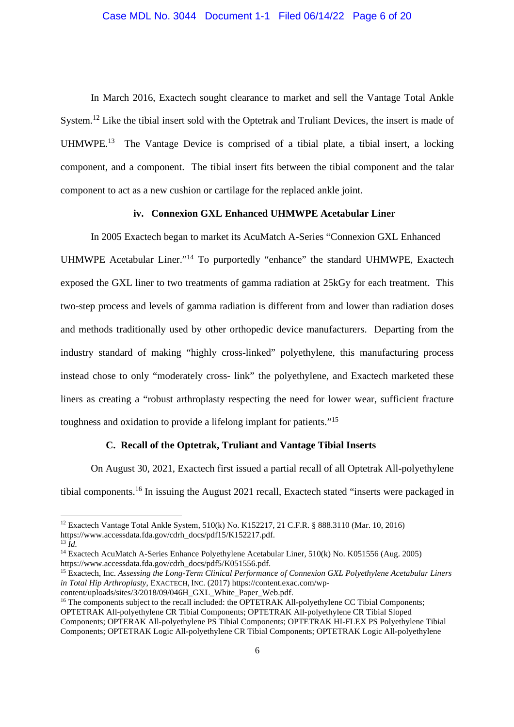In March 2016, Exactech sought clearance to market and sell the Vantage Total Ankle System.[12] Like the tibial insert sold with the Optetrak and Truliant Devices, the insert is made of UHMWPE.[13] The Vantage Device is comprised of a tibial plate, a tibial insert, a locking component, and a component. The tibial insert fits between the tibial component and the talar component to act as a new cushion or cartilage for the replaced ankle joint.

**iv. Connexion GXL Enhanced UHMWPE Acetabular Liner**

In 2005 Exactech began to market its AcuMatch A-Series "Connexion GXL Enhanced UHMWPE Acetabular Liner."[14] To purportedly "enhance" the standard UHMWPE, Exactech exposed the GXL liner to two treatments of gamma radiation at 25kGy for each treatment. This two-step process and levels of gamma radiation is different from and lower than radiation doses and methods traditionally used by other orthopedic device manufacturers. Departing from the industry standard of making "highly cross-linked" polyethylene, this manufacturing process instead chose to only "moderately cross- link" the polyethylene, and Exactech marketed these liners as creating a "robust arthroplasty respecting the need for lower wear, sufficient fracture toughness and oxidation to provide a lifelong implant for patients."[15]

**C. Recall of the Optetrak, Truliant and Vantage Tibial Inserts**

On August 30, 2021, Exactech first issued a partial recall of all Optetrak All-polyethylene tibial components.[16] In issuing the August 2021 recall, Exactech stated "inserts were packaged in

---

[12] Exactech Vantage Total Ankle System, 510(k) No. K152217, 21 C.F.R. § 888.3110 (Mar. 10, 2016) https://www.accessdata.fda.gov/cdrh_docs/pdf15/K152217.pdf.

[13] *Id.*

[14] Exactech AcuMatch A-Series Enhance Polyethylene Acetabular Liner, 510(k) No. K051556 (Aug. 2005) https://www.accessdata.fda.gov/cdrh_docs/pdf5/K051556.pdf.

[15] Exactech, Inc. *Assessing the Long-Term Clinical Performance of Connexion GXL Polyethylene Acetabular Liners in Total Hip Arthroplasty*, EXACTECH, INC. (2017) https://content.exac.com/wp-content/uploads/sites/3/2018/09/046H_GXL_White_Paper_Web.pdf.

[16] The components subject to the recall included: the OPTETRAK All-polyethylene CC Tibial Components; OPTETRAK All-polyethylene CR Tibial Components; OPTETRAK All-polyethylene CR Tibial Sloped Components; OPTERAK All-polyethylene PS Tibial Components; OPTETRAK HI-FLEX PS Polyethylene Tibial Components; OPTETRAK Logic All-polyethylene CR Tibial Components; OPTETRAK Logic All-polyethylene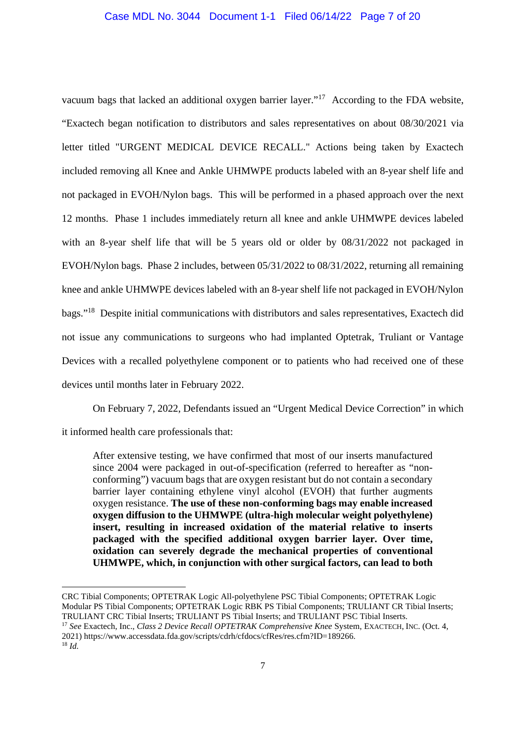vacuum bags that lacked an additional oxygen barrier layer."[17] According to the FDA website, "Exactech began notification to distributors and sales representatives on about 08/30/2021 via letter titled "URGENT MEDICAL DEVICE RECALL." Actions being taken by Exactech included removing all Knee and Ankle UHMWPE products labeled with an 8-year shelf life and not packaged in EVOH/Nylon bags. This will be performed in a phased approach over the next 12 months. Phase 1 includes immediately return all knee and ankle UHMWPE devices labeled with an 8-year shelf life that will be 5 years old or older by 08/31/2022 not packaged in EVOH/Nylon bags. Phase 2 includes, between 05/31/2022 to 08/31/2022, returning all remaining knee and ankle UHMWPE devices labeled with an 8-year shelf life not packaged in EVOH/Nylon bags."[18] Despite initial communications with distributors and sales representatives, Exactech did not issue any communications to surgeons who had implanted Optetrak, Truliant or Vantage Devices with a recalled polyethylene component or to patients who had received one of these devices until months later in February 2022.

On February 7, 2022, Defendants issued an "Urgent Medical Device Correction" in which it informed health care professionals that:

> After extensive testing, we have confirmed that most of our inserts manufactured since 2004 were packaged in out-of-specification (referred to hereafter as "non-conforming") vacuum bags that are oxygen resistant but do not contain a secondary barrier layer containing ethylene vinyl alcohol (EVOH) that further augments oxygen resistance. **The use of these non-conforming bags may enable increased oxygen diffusion to the UHMWPE (ultra-high molecular weight polyethylene) insert, resulting in increased oxidation of the material relative to inserts packaged with the specified additional oxygen barrier layer. Over time, oxidation can severely degrade the mechanical properties of conventional UHMWPE, which, in conjunction with other surgical factors, can lead to both**

---

CRC Tibial Components; OPTETRAK Logic All-polyethylene PSC Tibial Components; OPTETRAK Logic Modular PS Tibial Components; OPTETRAK Logic RBK PS Tibial Components; TRULIANT CR Tibial Inserts; TRULIANT CRC Tibial Inserts; TRULIANT PS Tibial Inserts; and TRULIANT PSC Tibial Inserts.

[17] *See* Exactech, Inc., *Class 2 Device Recall OPTETRAK Comprehensive Knee* System, EXACTECH, INC. (Oct. 4, 2021) https://www.accessdata.fda.gov/scripts/cdrh/cfdocs/cfRes/res.cfm?ID=189266.

[18] *Id.*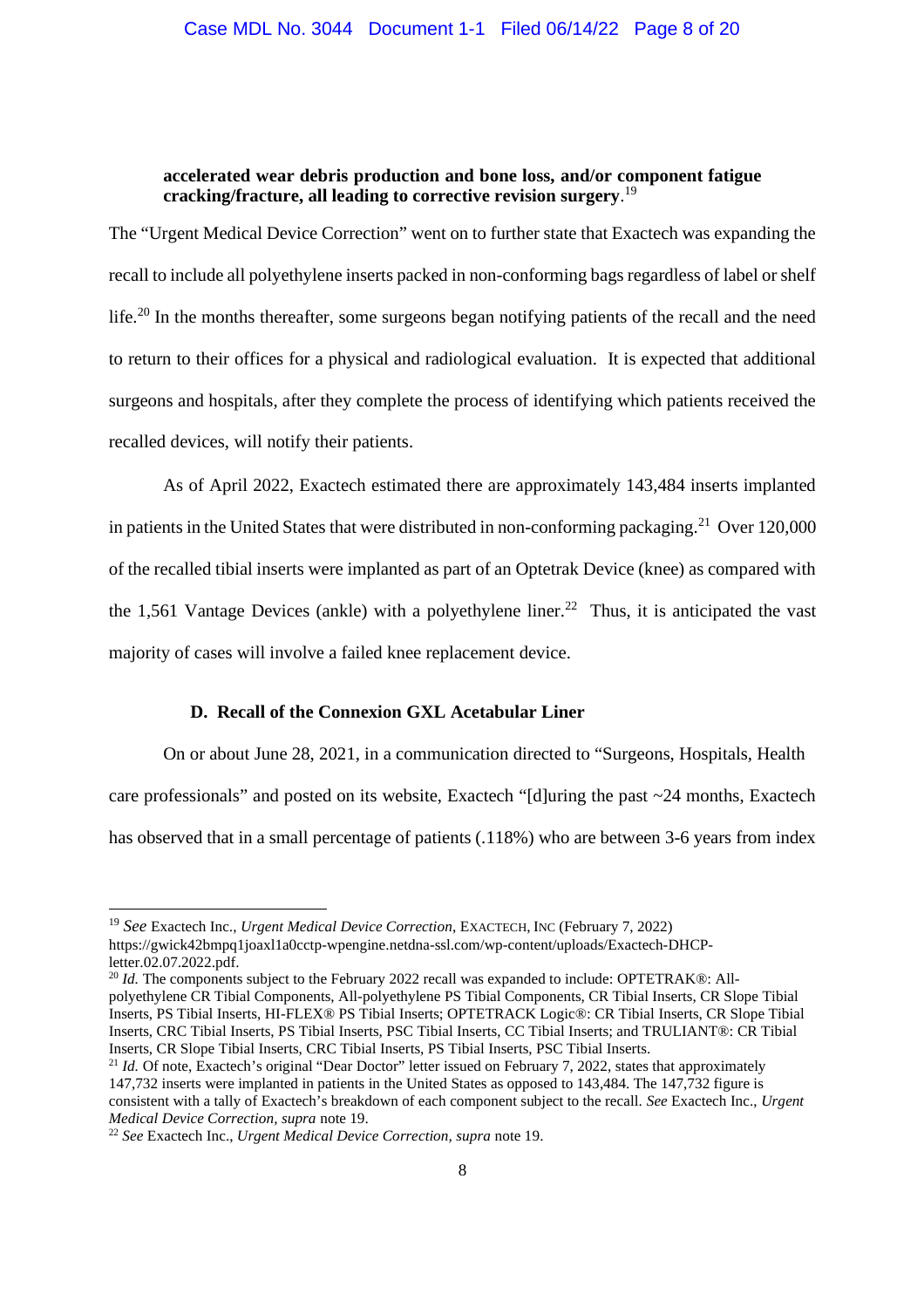**accelerated wear debris production and bone loss, and/or component fatigue cracking/fracture, all leading to corrective revision surgery**.[19]

The "Urgent Medical Device Correction" went on to further state that Exactech was expanding the recall to include all polyethylene inserts packed in non-conforming bags regardless of label or shelf life.[20] In the months thereafter, some surgeons began notifying patients of the recall and the need to return to their offices for a physical and radiological evaluation. It is expected that additional surgeons and hospitals, after they complete the process of identifying which patients received the recalled devices, will notify their patients.

As of April 2022, Exactech estimated there are approximately 143,484 inserts implanted in patients in the United States that were distributed in non-conforming packaging.[21] Over 120,000 of the recalled tibial inserts were implanted as part of an Optetrak Device (knee) as compared with the 1,561 Vantage Devices (ankle) with a polyethylene liner.[22] Thus, it is anticipated the vast majority of cases will involve a failed knee replacement device.

### D. Recall of the Connexion GXL Acetabular Liner

On or about June 28, 2021, in a communication directed to "Surgeons, Hospitals, Health care professionals" and posted on its website, Exactech "[d]uring the past ~24 months, Exactech has observed that in a small percentage of patients (.118%) who are between 3-6 years from index

---

[19] *See* Exactech Inc., *Urgent Medical Device Correction*, EXACTECH, INC (February 7, 2022) https://gwick42bmpq1joaxl1a0cctp-wpengine.netdna-ssl.com/wp-content/uploads/Exactech-DHCP-letter.02.07.2022.pdf.

[20] *Id.* The components subject to the February 2022 recall was expanded to include: OPTETRAK®: All-polyethylene CR Tibial Components, All-polyethylene PS Tibial Components, CR Tibial Inserts, CR Slope Tibial Inserts, PS Tibial Inserts, HI-FLEX® PS Tibial Inserts; OPTETRACK Logic®: CR Tibial Inserts, CR Slope Tibial Inserts, CRC Tibial Inserts, PS Tibial Inserts, PSC Tibial Inserts, CC Tibial Inserts; and TRULIANT®: CR Tibial Inserts, CR Slope Tibial Inserts, CRC Tibial Inserts, PS Tibial Inserts, PSC Tibial Inserts.

[21] *Id.* Of note, Exactech's original "Dear Doctor" letter issued on February 7, 2022, states that approximately 147,732 inserts were implanted in patients in the United States as opposed to 143,484. The 147,732 figure is consistent with a tally of Exactech's breakdown of each component subject to the recall. *See* Exactech Inc., *Urgent Medical Device Correction, supra* note 19.

[22] *See* Exactech Inc., *Urgent Medical Device Correction, supra* note 19.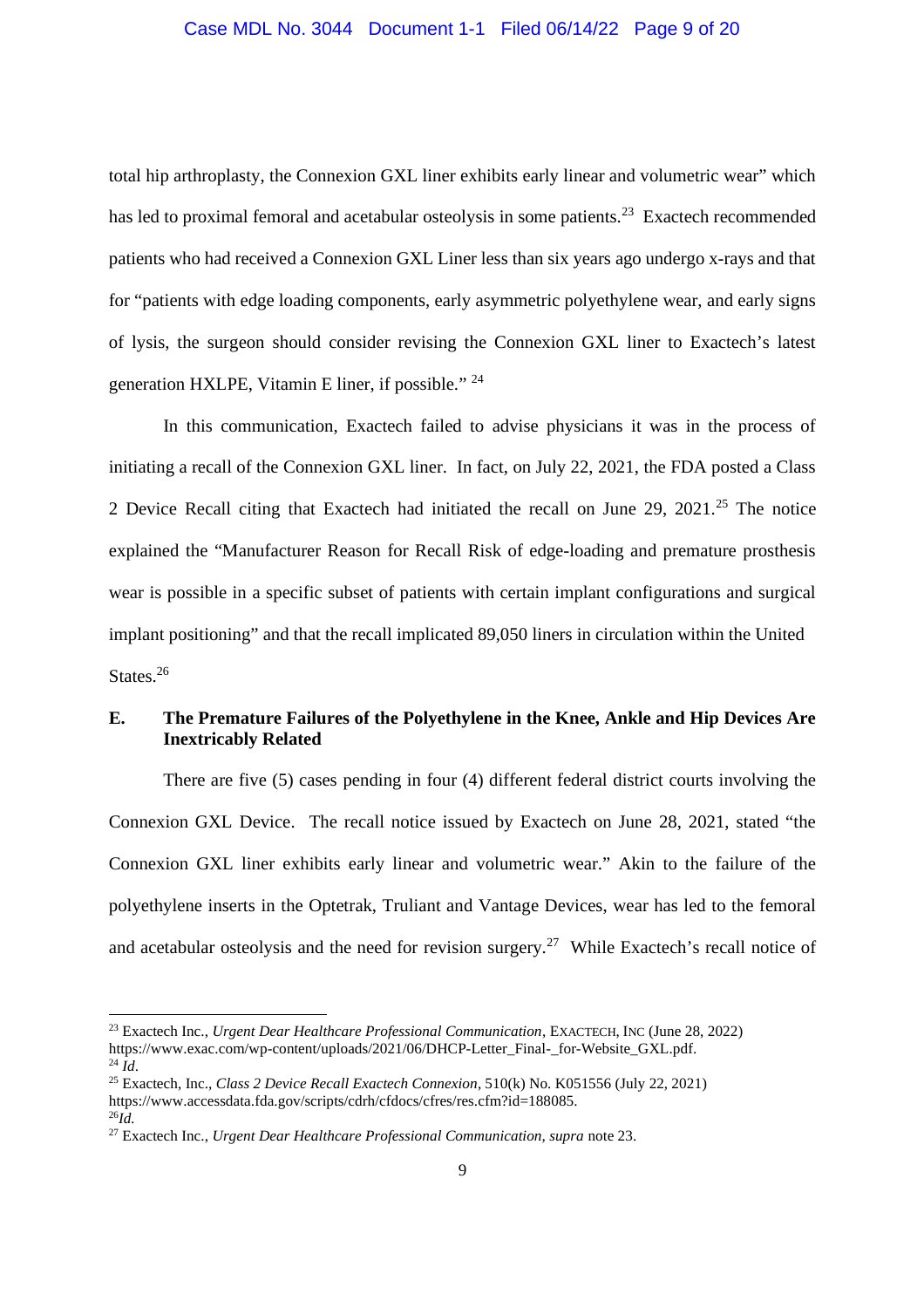total hip arthroplasty, the Connexion GXL liner exhibits early linear and volumetric wear" which has led to proximal femoral and acetabular osteolysis in some patients.[23] Exactech recommended patients who had received a Connexion GXL Liner less than six years ago undergo x-rays and that for "patients with edge loading components, early asymmetric polyethylene wear, and early signs of lysis, the surgeon should consider revising the Connexion GXL liner to Exactech's latest generation HXLPE, Vitamin E liner, if possible." [24]

In this communication, Exactech failed to advise physicians it was in the process of initiating a recall of the Connexion GXL liner. In fact, on July 22, 2021, the FDA posted a Class 2 Device Recall citing that Exactech had initiated the recall on June 29, 2021.[25] The notice explained the "Manufacturer Reason for Recall Risk of edge-loading and premature prosthesis wear is possible in a specific subset of patients with certain implant configurations and surgical implant positioning" and that the recall implicated 89,050 liners in circulation within the United States.[26]

### E. The Premature Failures of the Polyethylene in the Knee, Ankle and Hip Devices Are Inextricably Related

There are five (5) cases pending in four (4) different federal district courts involving the Connexion GXL Device. The recall notice issued by Exactech on June 28, 2021, stated "the Connexion GXL liner exhibits early linear and volumetric wear." Akin to the failure of the polyethylene inserts in the Optetrak, Truliant and Vantage Devices, wear has led to the femoral and acetabular osteolysis and the need for revision surgery.[27] While Exactech's recall notice of

---

[23] Exactech Inc., *Urgent Dear Healthcare Professional Communication*, EXACTECH, INC (June 28, 2022) https://www.exac.com/wp-content/uploads/2021/06/DHCP-Letter_Final-_for-Website_GXL.pdf.

[24] *Id*.

[25] Exactech, Inc., *Class 2 Device Recall Exactech Connexion*, 510(k) No. K051556 (July 22, 2021) https://www.accessdata.fda.gov/scripts/cdrh/cfdocs/cfres/res.cfm?id=188085.

[26] *Id.*

[27] Exactech Inc., *Urgent Dear Healthcare Professional Communication, supra* note 23.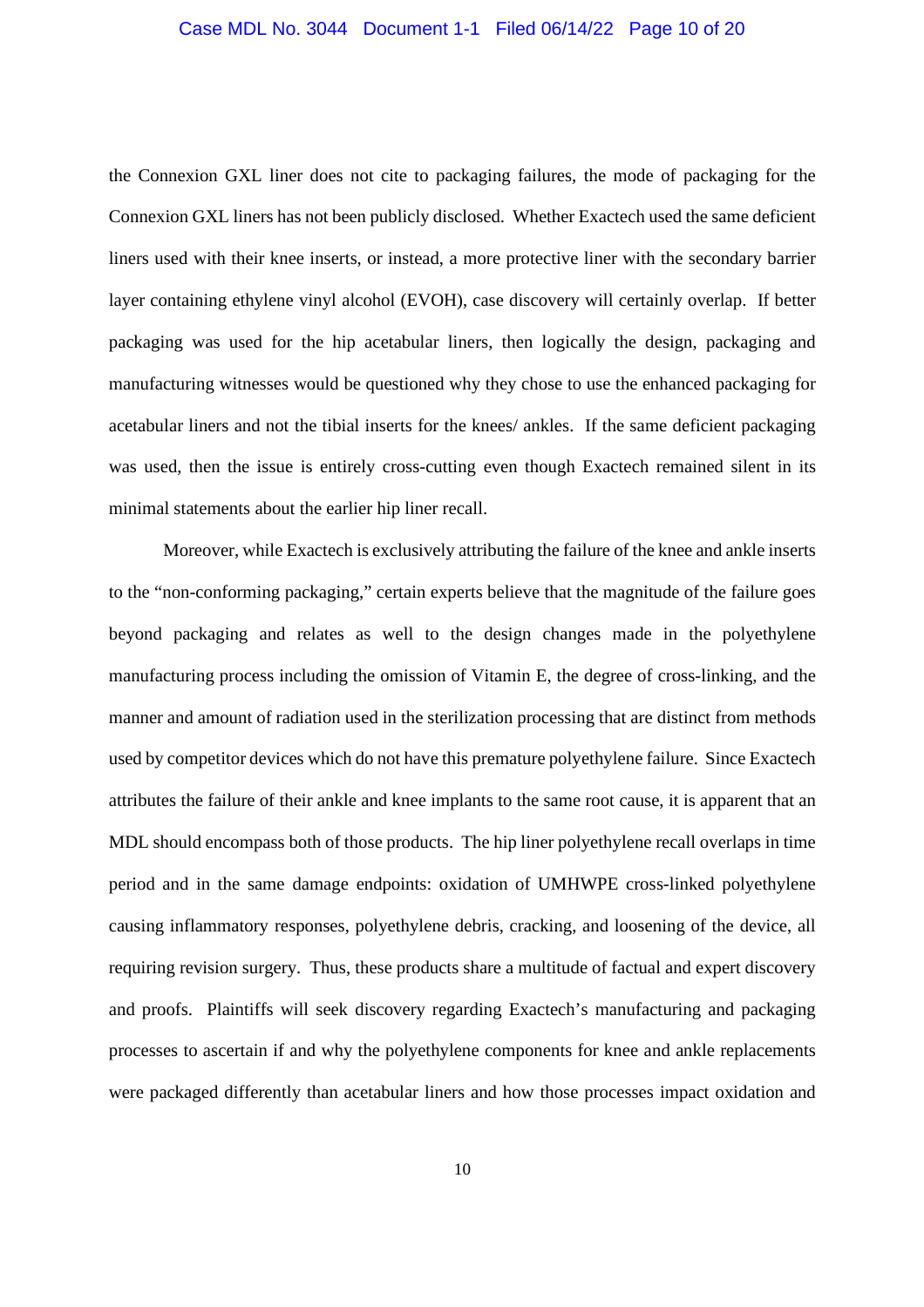the Connexion GXL liner does not cite to packaging failures, the mode of packaging for the Connexion GXL liners has not been publicly disclosed. Whether Exactech used the same deficient liners used with their knee inserts, or instead, a more protective liner with the secondary barrier layer containing ethylene vinyl alcohol (EVOH), case discovery will certainly overlap. If better packaging was used for the hip acetabular liners, then logically the design, packaging and manufacturing witnesses would be questioned why they chose to use the enhanced packaging for acetabular liners and not the tibial inserts for the knees/ ankles. If the same deficient packaging was used, then the issue is entirely cross-cutting even though Exactech remained silent in its minimal statements about the earlier hip liner recall.

Moreover, while Exactech is exclusively attributing the failure of the knee and ankle inserts to the "non-conforming packaging," certain experts believe that the magnitude of the failure goes beyond packaging and relates as well to the design changes made in the polyethylene manufacturing process including the omission of Vitamin E, the degree of cross-linking, and the manner and amount of radiation used in the sterilization processing that are distinct from methods used by competitor devices which do not have this premature polyethylene failure. Since Exactech attributes the failure of their ankle and knee implants to the same root cause, it is apparent that an MDL should encompass both of those products. The hip liner polyethylene recall overlaps in time period and in the same damage endpoints: oxidation of UMHWPE cross-linked polyethylene causing inflammatory responses, polyethylene debris, cracking, and loosening of the device, all requiring revision surgery. Thus, these products share a multitude of factual and expert discovery and proofs. Plaintiffs will seek discovery regarding Exactech's manufacturing and packaging processes to ascertain if and why the polyethylene components for knee and ankle replacements were packaged differently than acetabular liners and how those processes impact oxidation and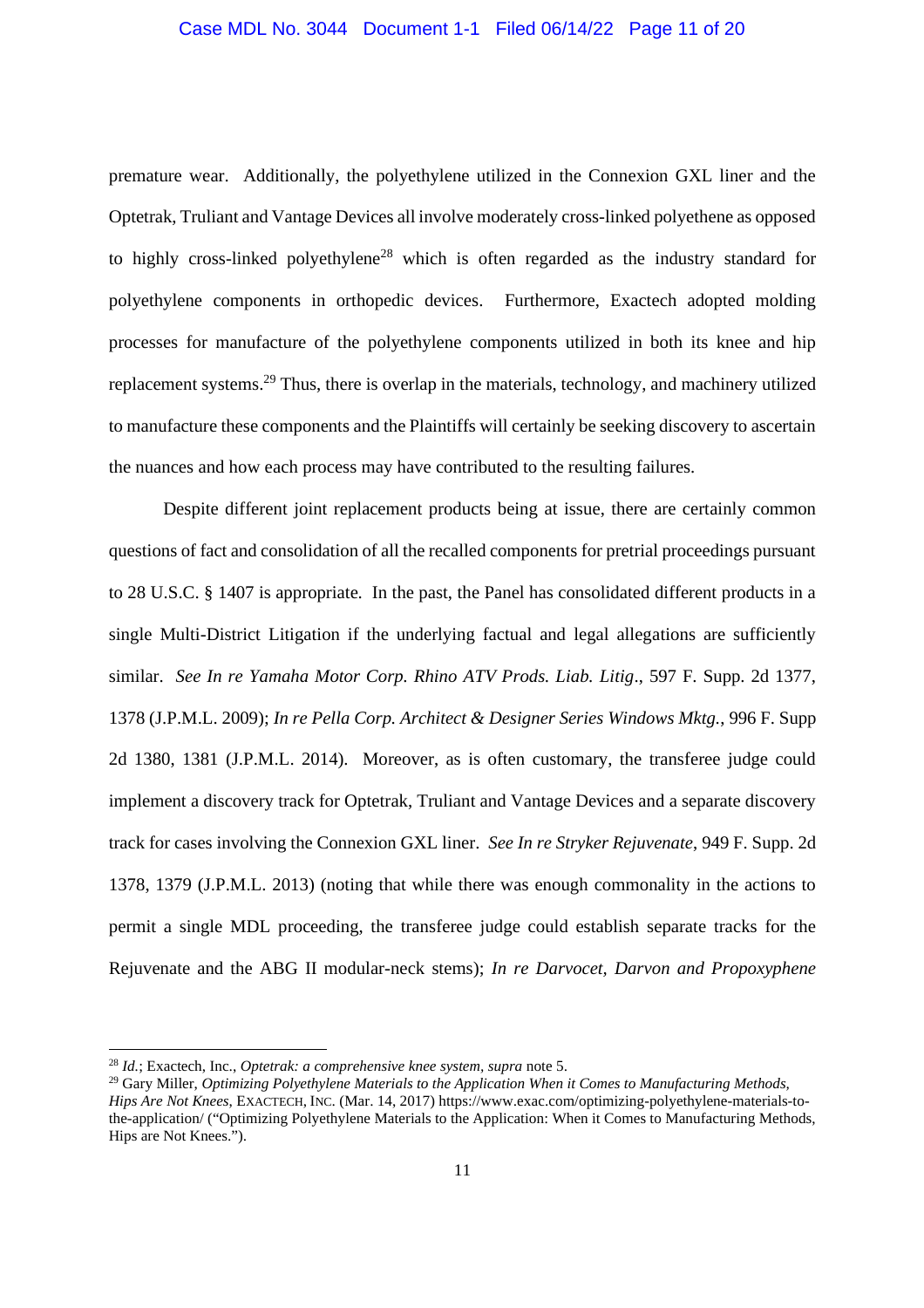premature wear. Additionally, the polyethylene utilized in the Connexion GXL liner and the Optetrak, Truliant and Vantage Devices all involve moderately cross-linked polyethene as opposed to highly cross-linked polyethylene[28] which is often regarded as the industry standard for polyethylene components in orthopedic devices. Furthermore, Exactech adopted molding processes for manufacture of the polyethylene components utilized in both its knee and hip replacement systems.[29] Thus, there is overlap in the materials, technology, and machinery utilized to manufacture these components and the Plaintiffs will certainly be seeking discovery to ascertain the nuances and how each process may have contributed to the resulting failures.

Despite different joint replacement products being at issue, there are certainly common questions of fact and consolidation of all the recalled components for pretrial proceedings pursuant to 28 U.S.C. § 1407 is appropriate. In the past, the Panel has consolidated different products in a single Multi-District Litigation if the underlying factual and legal allegations are sufficiently similar. *See In re Yamaha Motor Corp. Rhino ATV Prods. Liab. Litig*., 597 F. Supp. 2d 1377, 1378 (J.P.M.L. 2009); *In re Pella Corp. Architect & Designer Series Windows Mktg.*, 996 F. Supp 2d 1380, 1381 (J.P.M.L. 2014). Moreover, as is often customary, the transferee judge could implement a discovery track for Optetrak, Truliant and Vantage Devices and a separate discovery track for cases involving the Connexion GXL liner. *See In re Stryker Rejuvenate*, 949 F. Supp. 2d 1378, 1379 (J.P.M.L. 2013) (noting that while there was enough commonality in the actions to permit a single MDL proceeding, the transferee judge could establish separate tracks for the Rejuvenate and the ABG II modular-neck stems); *In re Darvocet, Darvon and Propoxyphene*

---

[28] *Id.*; Exactech, Inc., *Optetrak: a comprehensive knee system, supra* note 5.

[29] Gary Miller, *Optimizing Polyethylene Materials to the Application When it Comes to Manufacturing Methods, Hips Are Not Knees*, EXACTECH, INC. (Mar. 14, 2017) https://www.exac.com/optimizing-polyethylene-materials-to-the-application/ ("Optimizing Polyethylene Materials to the Application: When it Comes to Manufacturing Methods, Hips are Not Knees.").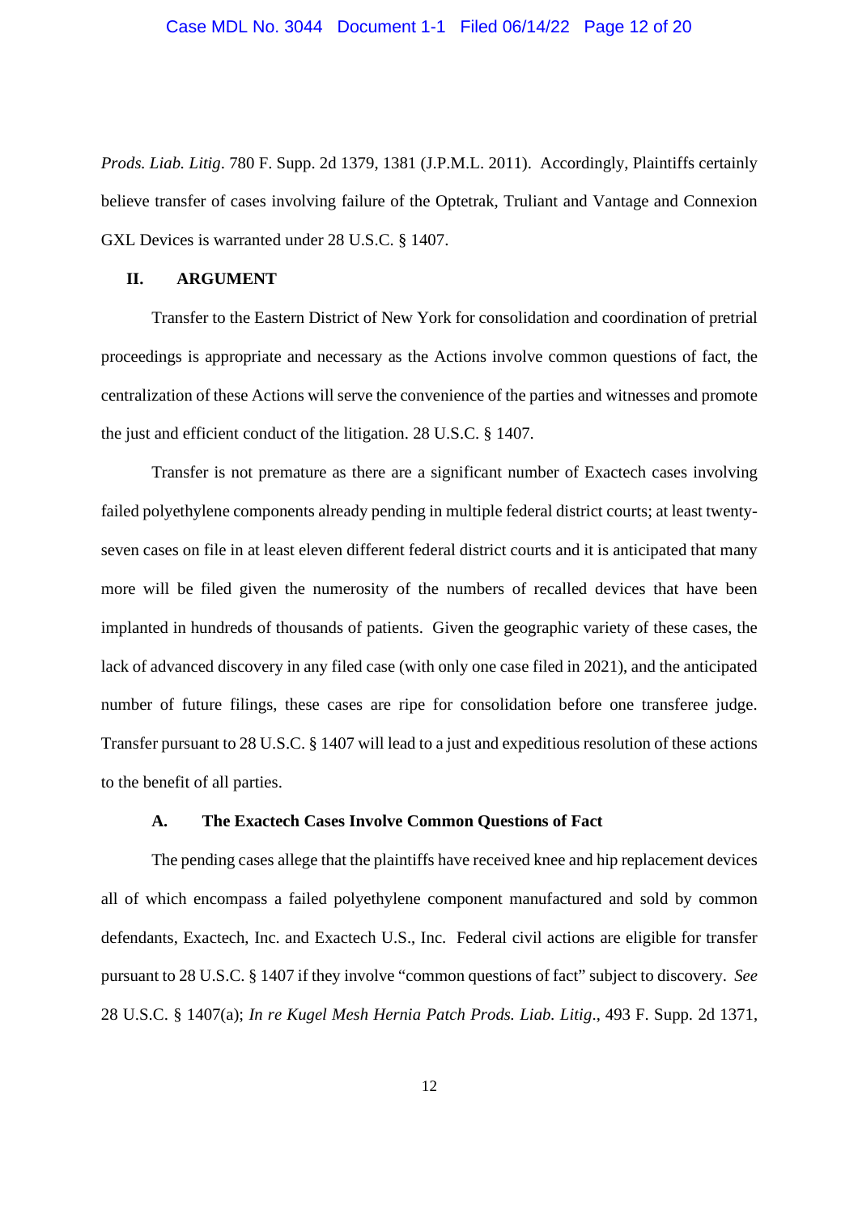*Prods. Liab. Litig*. 780 F. Supp. 2d 1379, 1381 (J.P.M.L. 2011). Accordingly, Plaintiffs certainly believe transfer of cases involving failure of the Optetrak, Truliant and Vantage and Connexion GXL Devices is warranted under 28 U.S.C. § 1407.

## II. ARGUMENT

Transfer to the Eastern District of New York for consolidation and coordination of pretrial proceedings is appropriate and necessary as the Actions involve common questions of fact, the centralization of these Actions will serve the convenience of the parties and witnesses and promote the just and efficient conduct of the litigation. 28 U.S.C. § 1407.

Transfer is not premature as there are a significant number of Exactech cases involving failed polyethylene components already pending in multiple federal district courts; at least twenty-seven cases on file in at least eleven different federal district courts and it is anticipated that many more will be filed given the numerosity of the numbers of recalled devices that have been implanted in hundreds of thousands of patients. Given the geographic variety of these cases, the lack of advanced discovery in any filed case (with only one case filed in 2021), and the anticipated number of future filings, these cases are ripe for consolidation before one transferee judge. Transfer pursuant to 28 U.S.C. § 1407 will lead to a just and expeditious resolution of these actions to the benefit of all parties.

### A. The Exactech Cases Involve Common Questions of Fact

The pending cases allege that the plaintiffs have received knee and hip replacement devices all of which encompass a failed polyethylene component manufactured and sold by common defendants, Exactech, Inc. and Exactech U.S., Inc. Federal civil actions are eligible for transfer pursuant to 28 U.S.C. § 1407 if they involve "common questions of fact" subject to discovery. *See* 28 U.S.C. § 1407(a); *In re Kugel Mesh Hernia Patch Prods. Liab. Litig*., 493 F. Supp. 2d 1371,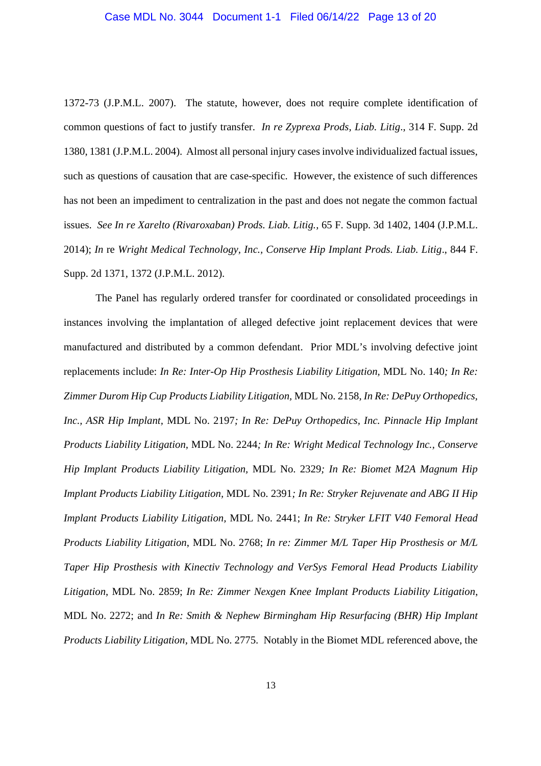1372-73 (J.P.M.L. 2007). The statute, however, does not require complete identification of common questions of fact to justify transfer. *In re Zyprexa Prods, Liab. Litig*., 314 F. Supp. 2d 1380, 1381 (J.P.M.L. 2004). Almost all personal injury cases involve individualized factual issues, such as questions of causation that are case-specific. However, the existence of such differences has not been an impediment to centralization in the past and does not negate the common factual issues. *See In re Xarelto (Rivaroxaban) Prods. Liab. Litig.*, 65 F. Supp. 3d 1402, 1404 (J.P.M.L. 2014); *In* re *Wright Medical Technology, Inc., Conserve Hip Implant Prods. Liab. Litig*., 844 F. Supp. 2d 1371, 1372 (J.P.M.L. 2012).

The Panel has regularly ordered transfer for coordinated or consolidated proceedings in instances involving the implantation of alleged defective joint replacement devices that were manufactured and distributed by a common defendant. Prior MDL's involving defective joint replacements include: *In Re: Inter-Op Hip Prosthesis Liability Litigation*, MDL No. 140*; In Re: Zimmer Durom Hip Cup Products Liability Litigation*, MDL No. 2158, *In Re: DePuy Orthopedics, Inc., ASR Hip Implant*, MDL No. 2197*; In Re: DePuy Orthopedics, Inc. Pinnacle Hip Implant Products Liability Litigation*, MDL No. 2244*; In Re: Wright Medical Technology Inc., Conserve Hip Implant Products Liability Litigation*, MDL No. 2329*; In Re: Biomet M2A Magnum Hip Implant Products Liability Litigation*, MDL No. 2391*; In Re: Stryker Rejuvenate and ABG II Hip Implant Products Liability Litigation*, MDL No. 2441; *In Re: Stryker LFIT V40 Femoral Head Products Liability Litigation*, MDL No. 2768; *In re: Zimmer M/L Taper Hip Prosthesis or M/L Taper Hip Prosthesis with Kinectiv Technology and VerSys Femoral Head Products Liability Litigation*, MDL No. 2859; *In Re: Zimmer Nexgen Knee Implant Products Liability Litigation*, MDL No. 2272; and *In Re: Smith & Nephew Birmingham Hip Resurfacing (BHR) Hip Implant Products Liability Litigation*, MDL No. 2775. Notably in the Biomet MDL referenced above, the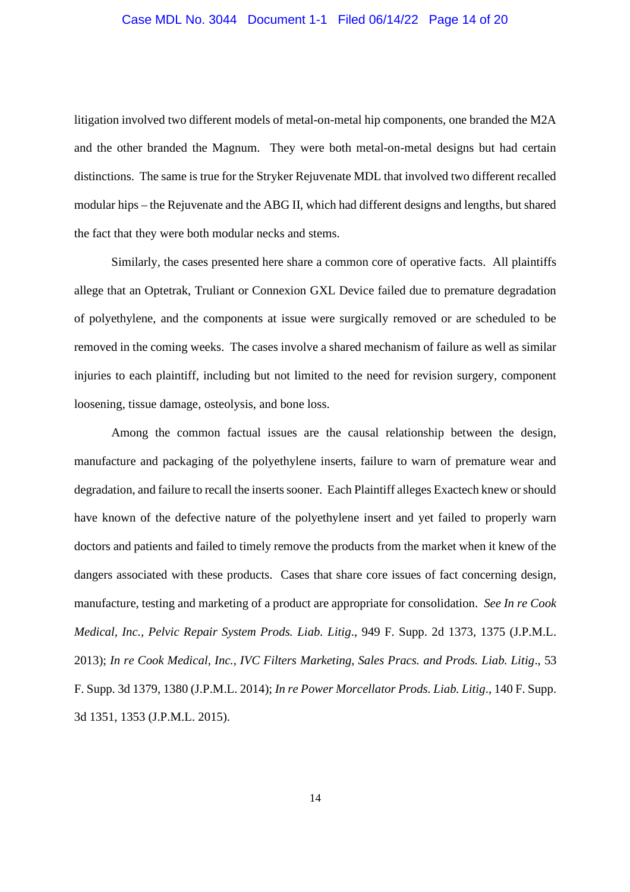litigation involved two different models of metal-on-metal hip components, one branded the M2A and the other branded the Magnum. They were both metal-on-metal designs but had certain distinctions. The same is true for the Stryker Rejuvenate MDL that involved two different recalled modular hips – the Rejuvenate and the ABG II, which had different designs and lengths, but shared the fact that they were both modular necks and stems.

Similarly, the cases presented here share a common core of operative facts. All plaintiffs allege that an Optetrak, Truliant or Connexion GXL Device failed due to premature degradation of polyethylene, and the components at issue were surgically removed or are scheduled to be removed in the coming weeks. The cases involve a shared mechanism of failure as well as similar injuries to each plaintiff, including but not limited to the need for revision surgery, component loosening, tissue damage, osteolysis, and bone loss.

Among the common factual issues are the causal relationship between the design, manufacture and packaging of the polyethylene inserts, failure to warn of premature wear and degradation, and failure to recall the inserts sooner. Each Plaintiff alleges Exactech knew or should have known of the defective nature of the polyethylene insert and yet failed to properly warn doctors and patients and failed to timely remove the products from the market when it knew of the dangers associated with these products. Cases that share core issues of fact concerning design, manufacture, testing and marketing of a product are appropriate for consolidation. *See In re Cook Medical, Inc., Pelvic Repair System Prods. Liab. Litig*., 949 F. Supp. 2d 1373, 1375 (J.P.M.L. 2013); *In re Cook Medical, Inc., IVC Filters Marketing, Sales Pracs. and Prods. Liab. Litig*., 53 F. Supp. 3d 1379, 1380 (J.P.M.L. 2014); *In re Power Morcellator Prods. Liab. Litig*., 140 F. Supp. 3d 1351, 1353 (J.P.M.L. 2015).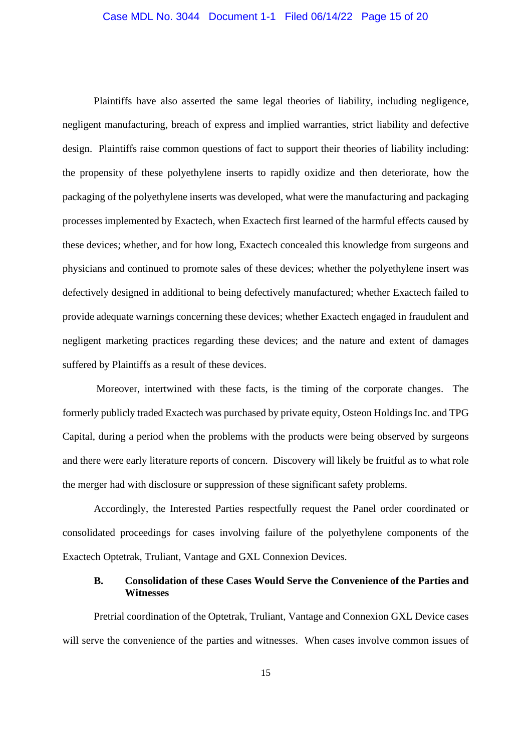Plaintiffs have also asserted the same legal theories of liability, including negligence, negligent manufacturing, breach of express and implied warranties, strict liability and defective design. Plaintiffs raise common questions of fact to support their theories of liability including: the propensity of these polyethylene inserts to rapidly oxidize and then deteriorate, how the packaging of the polyethylene inserts was developed, what were the manufacturing and packaging processes implemented by Exactech, when Exactech first learned of the harmful effects caused by these devices; whether, and for how long, Exactech concealed this knowledge from surgeons and physicians and continued to promote sales of these devices; whether the polyethylene insert was defectively designed in additional to being defectively manufactured; whether Exactech failed to provide adequate warnings concerning these devices; whether Exactech engaged in fraudulent and negligent marketing practices regarding these devices; and the nature and extent of damages suffered by Plaintiffs as a result of these devices.

Moreover, intertwined with these facts, is the timing of the corporate changes. The formerly publicly traded Exactech was purchased by private equity, Osteon Holdings Inc. and TPG Capital, during a period when the problems with the products were being observed by surgeons and there were early literature reports of concern. Discovery will likely be fruitful as to what role the merger had with disclosure or suppression of these significant safety problems.

Accordingly, the Interested Parties respectfully request the Panel order coordinated or consolidated proceedings for cases involving failure of the polyethylene components of the Exactech Optetrak, Truliant, Vantage and GXL Connexion Devices.

### B. Consolidation of these Cases Would Serve the Convenience of the Parties and Witnesses

Pretrial coordination of the Optetrak, Truliant, Vantage and Connexion GXL Device cases will serve the convenience of the parties and witnesses. When cases involve common issues of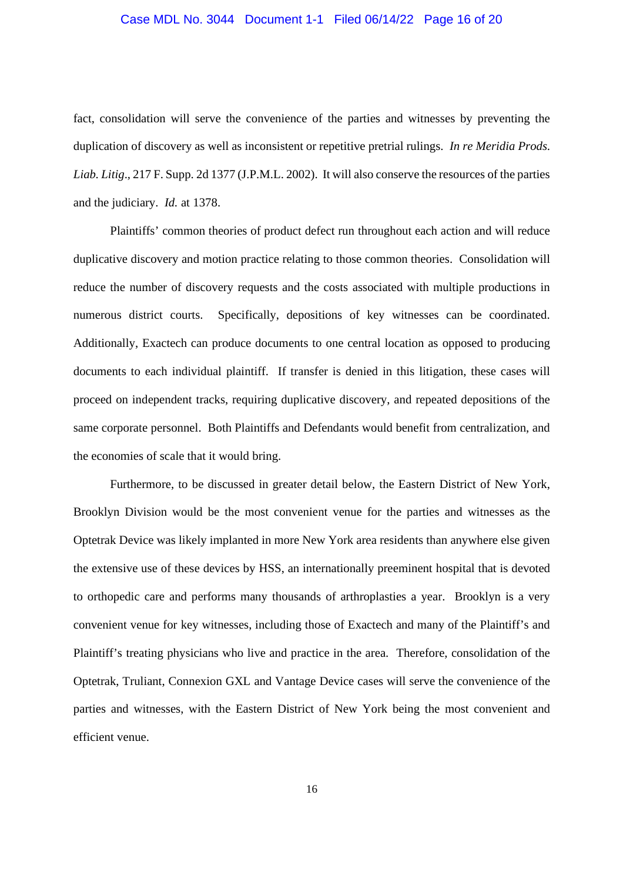fact, consolidation will serve the convenience of the parties and witnesses by preventing the duplication of discovery as well as inconsistent or repetitive pretrial rulings. *In re Meridia Prods. Liab. Litig*., 217 F. Supp. 2d 1377 (J.P.M.L. 2002). It will also conserve the resources of the parties and the judiciary. *Id.* at 1378.

Plaintiffs' common theories of product defect run throughout each action and will reduce duplicative discovery and motion practice relating to those common theories. Consolidation will reduce the number of discovery requests and the costs associated with multiple productions in numerous district courts. Specifically, depositions of key witnesses can be coordinated. Additionally, Exactech can produce documents to one central location as opposed to producing documents to each individual plaintiff. If transfer is denied in this litigation, these cases will proceed on independent tracks, requiring duplicative discovery, and repeated depositions of the same corporate personnel. Both Plaintiffs and Defendants would benefit from centralization, and the economies of scale that it would bring.

Furthermore, to be discussed in greater detail below, the Eastern District of New York, Brooklyn Division would be the most convenient venue for the parties and witnesses as the Optetrak Device was likely implanted in more New York area residents than anywhere else given the extensive use of these devices by HSS, an internationally preeminent hospital that is devoted to orthopedic care and performs many thousands of arthroplasties a year. Brooklyn is a very convenient venue for key witnesses, including those of Exactech and many of the Plaintiff's and Plaintiff's treating physicians who live and practice in the area. Therefore, consolidation of the Optetrak, Truliant, Connexion GXL and Vantage Device cases will serve the convenience of the parties and witnesses, with the Eastern District of New York being the most convenient and efficient venue.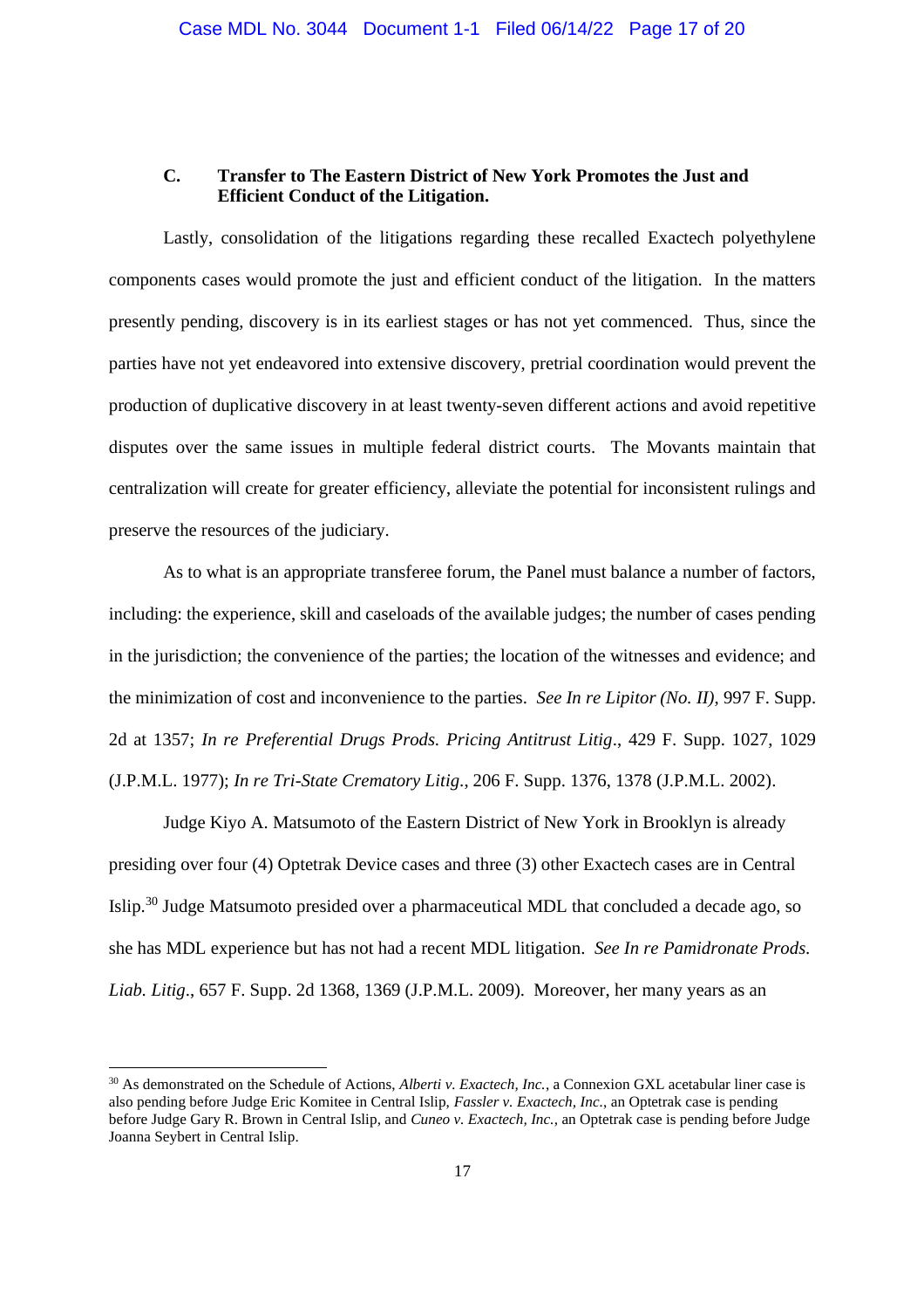### C. Transfer to The Eastern District of New York Promotes the Just and Efficient Conduct of the Litigation.

Lastly, consolidation of the litigations regarding these recalled Exactech polyethylene components cases would promote the just and efficient conduct of the litigation. In the matters presently pending, discovery is in its earliest stages or has not yet commenced. Thus, since the parties have not yet endeavored into extensive discovery, pretrial coordination would prevent the production of duplicative discovery in at least twenty-seven different actions and avoid repetitive disputes over the same issues in multiple federal district courts. The Movants maintain that centralization will create for greater efficiency, alleviate the potential for inconsistent rulings and preserve the resources of the judiciary.

As to what is an appropriate transferee forum, the Panel must balance a number of factors, including: the experience, skill and caseloads of the available judges; the number of cases pending in the jurisdiction; the convenience of the parties; the location of the witnesses and evidence; and the minimization of cost and inconvenience to the parties. *See In re Lipitor (No. II)*, 997 F. Supp. 2d at 1357; *In re Preferential Drugs Prods. Pricing Antitrust Litig*., 429 F. Supp. 1027, 1029 (J.P.M.L. 1977); *In re Tri-State Crematory Litig*., 206 F. Supp. 1376, 1378 (J.P.M.L. 2002).

Judge Kiyo A. Matsumoto of the Eastern District of New York in Brooklyn is already presiding over four (4) Optetrak Device cases and three (3) other Exactech cases are in Central Islip.[30] Judge Matsumoto presided over a pharmaceutical MDL that concluded a decade ago, so she has MDL experience but has not had a recent MDL litigation. *See In re Pamidronate Prods. Liab. Litig*., 657 F. Supp. 2d 1368, 1369 (J.P.M.L. 2009). Moreover, her many years as an

---

[30] As demonstrated on the Schedule of Actions, *Alberti v. Exactech, Inc.*, a Connexion GXL acetabular liner case is also pending before Judge Eric Komitee in Central Islip, *Fassler v. Exactech, Inc.*, an Optetrak case is pending before Judge Gary R. Brown in Central Islip, and *Cuneo v. Exactech, Inc.*, an Optetrak case is pending before Judge Joanna Seybert in Central Islip.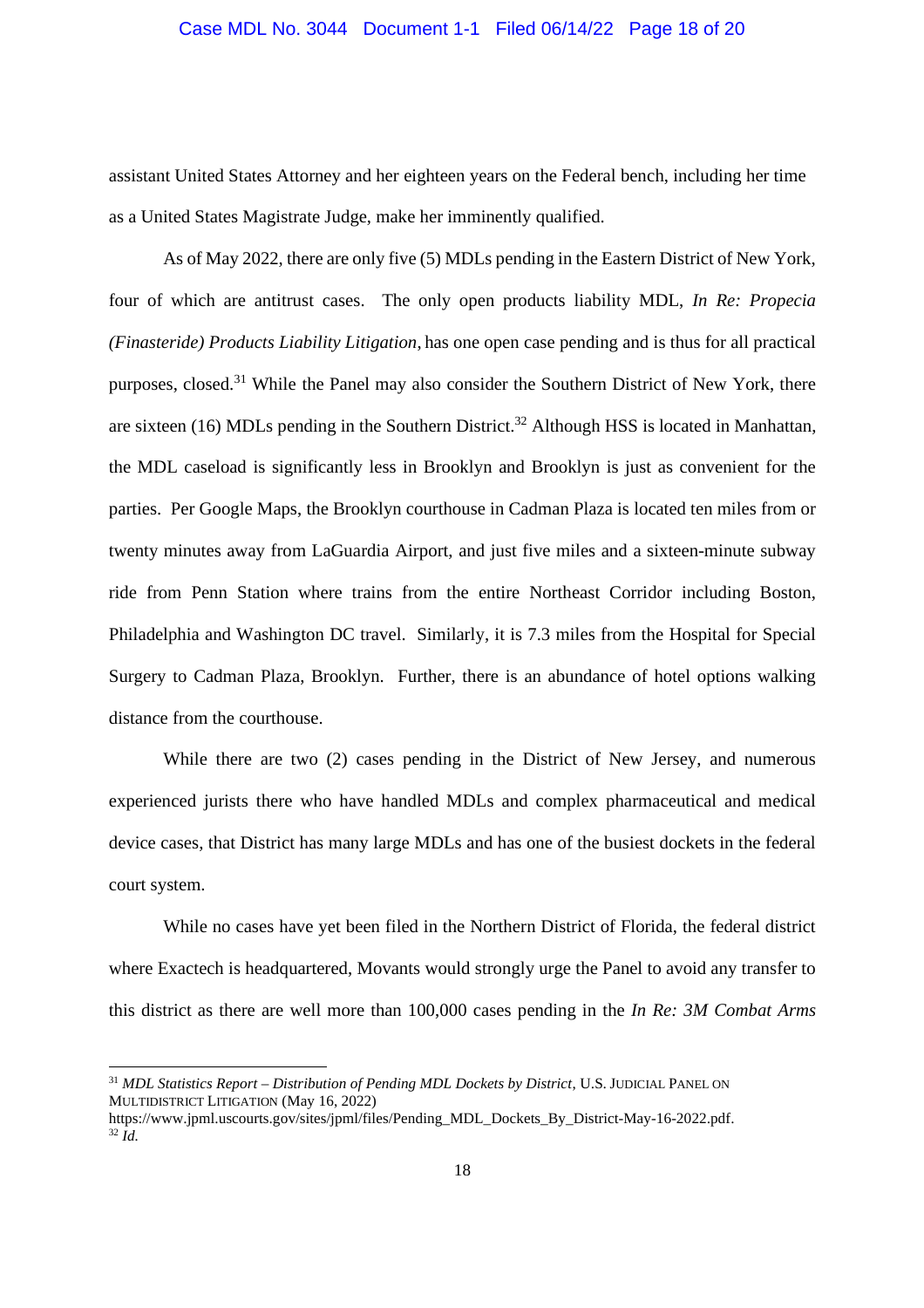assistant United States Attorney and her eighteen years on the Federal bench, including her time as a United States Magistrate Judge, make her imminently qualified.

As of May 2022, there are only five (5) MDLs pending in the Eastern District of New York, four of which are antitrust cases. The only open products liability MDL, *In Re: Propecia (Finasteride) Products Liability Litigation*, has one open case pending and is thus for all practical purposes, closed.[31] While the Panel may also consider the Southern District of New York, there are sixteen (16) MDLs pending in the Southern District.[32] Although HSS is located in Manhattan, the MDL caseload is significantly less in Brooklyn and Brooklyn is just as convenient for the parties. Per Google Maps, the Brooklyn courthouse in Cadman Plaza is located ten miles from or twenty minutes away from LaGuardia Airport, and just five miles and a sixteen-minute subway ride from Penn Station where trains from the entire Northeast Corridor including Boston, Philadelphia and Washington DC travel. Similarly, it is 7.3 miles from the Hospital for Special Surgery to Cadman Plaza, Brooklyn. Further, there is an abundance of hotel options walking distance from the courthouse.

While there are two (2) cases pending in the District of New Jersey, and numerous experienced jurists there who have handled MDLs and complex pharmaceutical and medical device cases, that District has many large MDLs and has one of the busiest dockets in the federal court system.

While no cases have yet been filed in the Northern District of Florida, the federal district where Exactech is headquartered, Movants would strongly urge the Panel to avoid any transfer to this district as there are well more than 100,000 cases pending in the *In Re: 3M Combat Arms*

---

[31] *MDL Statistics Report – Distribution of Pending MDL Dockets by District*, U.S. JUDICIAL PANEL ON MULTIDISTRICT LITIGATION (May 16, 2022) https://www.jpml.uscourts.gov/sites/jpml/files/Pending_MDL_Dockets_By_District-May-16-2022.pdf.

[32] *Id.*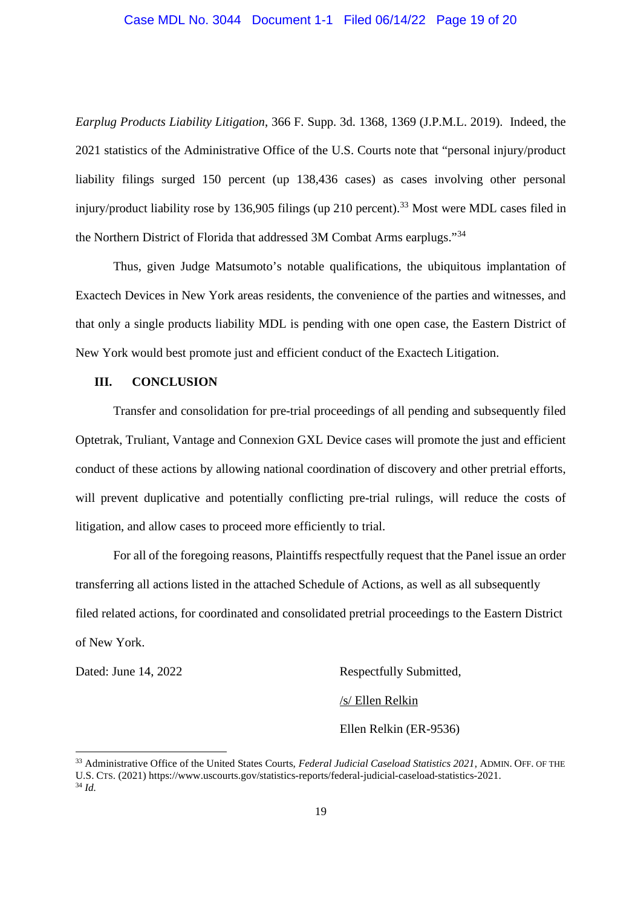*Earplug Products Liability Litigation*, 366 F. Supp. 3d. 1368, 1369 (J.P.M.L. 2019). Indeed, the 2021 statistics of the Administrative Office of the U.S. Courts note that "personal injury/product liability filings surged 150 percent (up 138,436 cases) as cases involving other personal injury/product liability rose by 136,905 filings (up 210 percent).[33] Most were MDL cases filed in the Northern District of Florida that addressed 3M Combat Arms earplugs."[34]

Thus, given Judge Matsumoto's notable qualifications, the ubiquitous implantation of Exactech Devices in New York areas residents, the convenience of the parties and witnesses, and that only a single products liability MDL is pending with one open case, the Eastern District of New York would best promote just and efficient conduct of the Exactech Litigation.

## III. CONCLUSION

Transfer and consolidation for pre-trial proceedings of all pending and subsequently filed Optetrak, Truliant, Vantage and Connexion GXL Device cases will promote the just and efficient conduct of these actions by allowing national coordination of discovery and other pretrial efforts, will prevent duplicative and potentially conflicting pre-trial rulings, will reduce the costs of litigation, and allow cases to proceed more efficiently to trial.

For all of the foregoing reasons, Plaintiffs respectfully request that the Panel issue an order transferring all actions listed in the attached Schedule of Actions, as well as all subsequently filed related actions, for coordinated and consolidated pretrial proceedings to the Eastern District of New York.

Dated: June 14, 2022

Respectfully Submitted,

/s/ Ellen Relkin

Ellen Relkin (ER-9536)

---

[33] Administrative Office of the United States Courts, *Federal Judicial Caseload Statistics 2021*, ADMIN. OFF. OF THE U.S. CTS. (2021) https://www.uscourts.gov/statistics-reports/federal-judicial-caseload-statistics-2021.

[34] *Id.*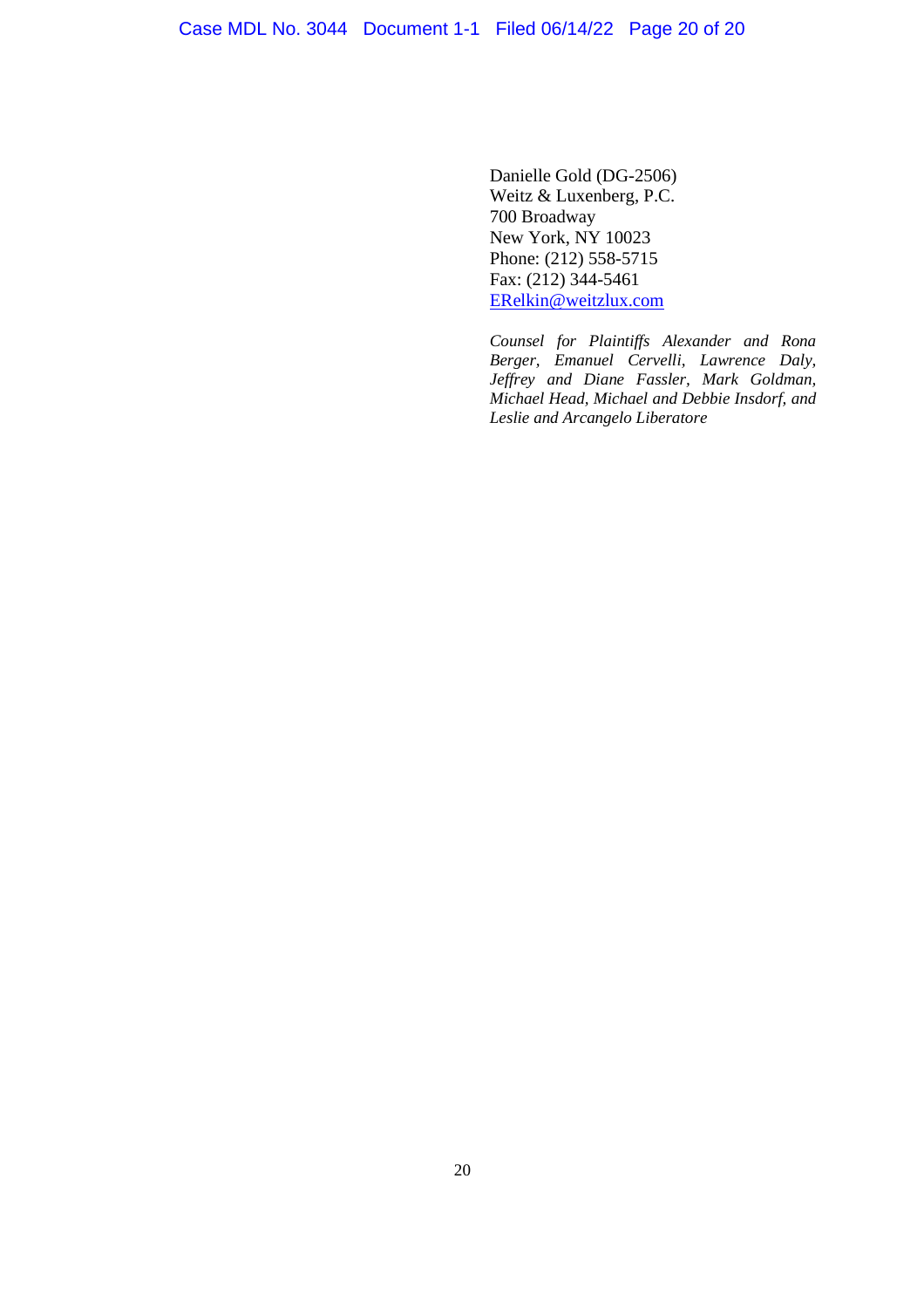Danielle Gold (DG-2506)
Weitz & Luxenberg, P.C.
700 Broadway
New York, NY 10023
Phone: (212) 558-5715
Fax: (212) 344-5461
ERelkin@weitzlux.com

*Counsel for Plaintiffs Alexander and Rona Berger, Emanuel Cervelli, Lawrence Daly, Jeffrey and Diane Fassler, Mark Goldman, Michael Head, Michael and Debbie Insdorf, and Leslie and Arcangelo Liberatore*